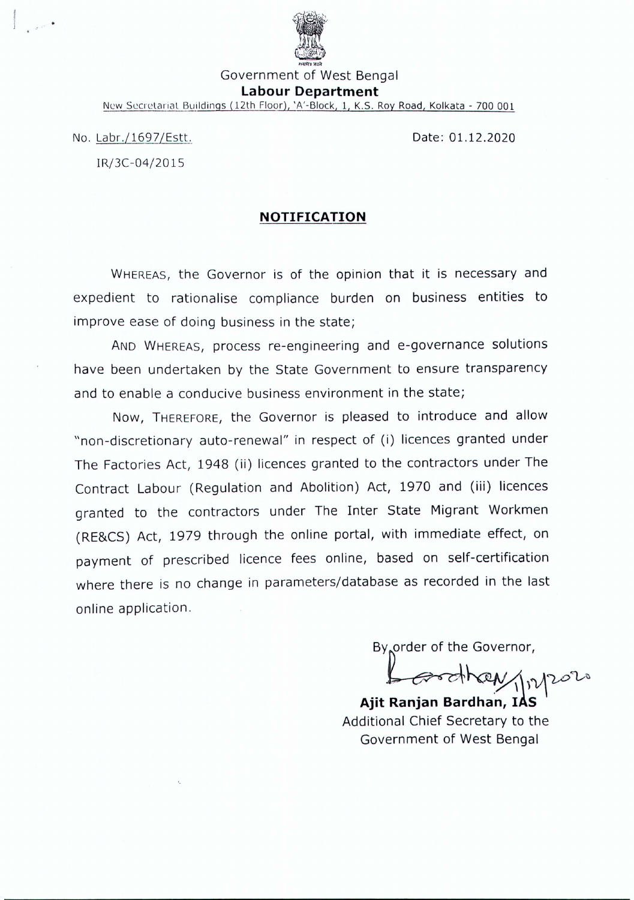Government of West Bengal

**Labour Department**

New Secretariat Buildings (12th Floor), 'A'-Block, 1, K.S. Roy Road, Kolkata - 700 001

No. Labr./1697/Estt.
IR/3C-04/2015

Date: 01.12.2020

## NOTIFICATION

WHEREAS, the Governor is of the opinion that it is necessary and expedient to rationalise compliance burden on business entities to improve ease of doing business in the state;

AND WHEREAS, process re-engineering and e-governance solutions have been undertaken by the State Government to ensure transparency and to enable a conducive business environment in the state;

NOW, THEREFORE, the Governor is pleased to introduce and allow "non-discretionary auto-renewal" in respect of (i) licences granted under The Factories Act, 1948 (ii) licences granted to the contractors under The Contract Labour (Regulation and Abolition) Act, 1970 and (iii) licences granted to the contractors under The Inter State Migrant Workmen (RE&CS) Act, 1979 through the online portal, with immediate effect, on payment of prescribed licence fees online, based on self-certification where there is no change in parameters/database as recorded in the last online application.

By order of the Governor,

Bardhan 1/12/2020

**Ajit Ranjan Bardhan, IAS**
Additional Chief Secretary to the
Government of West Bengal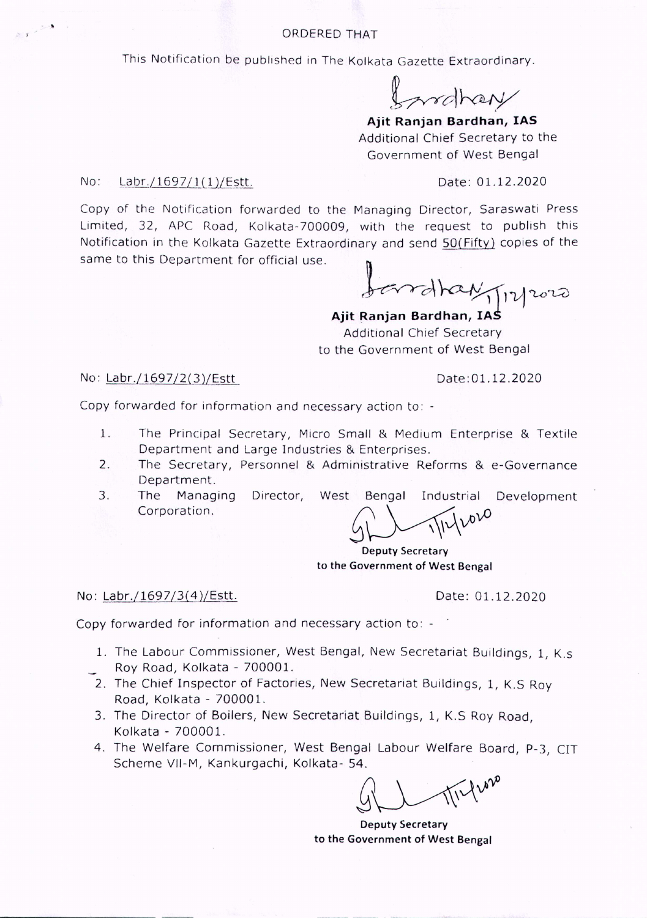ORDERED THAT

This Notification be published in The Kolkata Gazette Extraordinary.

**Ajit Ranjan Bardhan, IAS**
Additional Chief Secretary to the
Government of West Bengal

No: Labr./1697/1(1)/Estt. Date: 01.12.2020

Copy of the Notification forwarded to the Managing Director, Saraswati Press Limited, 32, APC Road, Kolkata-700009, with the request to publish this Notification in the Kolkata Gazette Extraordinary and send 50(Fifty) copies of the same to this Department for official use.

**Ajit Ranjan Bardhan, IAS**
Additional Chief Secretary
to the Government of West Bengal

No: Labr./1697/2(3)/Estt Date:01.12.2020

Copy forwarded for information and necessary action to: -

1. The Principal Secretary, Micro Small & Medium Enterprise & Textile Department and Large Industries & Enterprises.
2. The Secretary, Personnel & Administrative Reforms & e-Governance Department.
3. The Managing Director, West Bengal Industrial Development Corporation.

**Deputy Secretary**
**to the Government of West Bengal**

No: Labr./1697/3(4)/Estt. Date: 01.12.2020

Copy forwarded for information and necessary action to: -

1. The Labour Commissioner, West Bengal, New Secretariat Buildings, 1, K.s Roy Road, Kolkata - 700001.
2. The Chief Inspector of Factories, New Secretariat Buildings, 1, K.S Roy Road, Kolkata - 700001.
3. The Director of Boilers, New Secretariat Buildings, 1, K.S Roy Road, Kolkata - 700001.
4. The Welfare Commissioner, West Bengal Labour Welfare Board, P-3, CIT Scheme VII-M, Kankurgachi, Kolkata- 54.

**Deputy Secretary**
**to the Government of West Bengal**